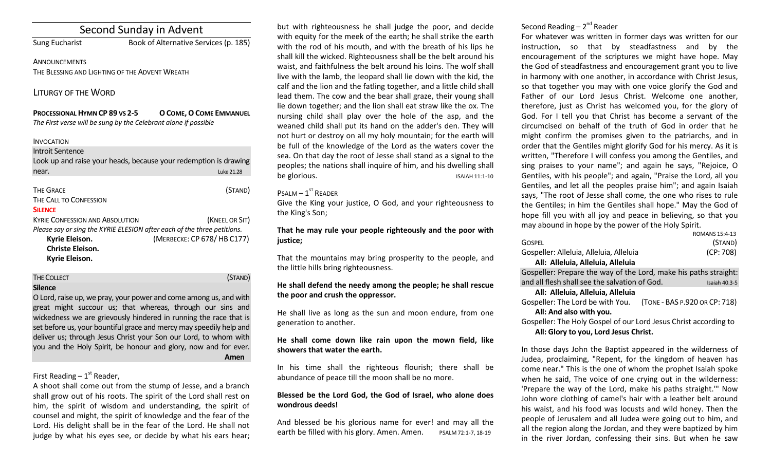# Second Sunday in Advent

Sung Eucharist — Book of Alternative Services (p. 185)

ANNOUNCEMENTS

THE BLESSING AND LIGHTING OF THE ADVENT WREATH

## LITURGY OF THE WORD

**PROCESSIONAL HYMN CP 89 VS 2-5 — O COME, O COME EMMANUEL**

*The First verse will be sung by the Celebrant alone if possible*

INVOCATION

Introit Sentence

Look up and raise your heads, because your redemption is drawing near. Luke 21.28

THE GRACE (STAND)

THE CALL TO CONFESSION

**SILENCE**

KYRIE CONFESSION AND ABSOLUTION (KNEEL OR SIT)

*Please say or sing the KYRIE ELESION after each of the three petitions.*

**Kyrie Eleison.** (MERBECKE: CP 678/ HB C177)
**Christe Eleison.**
**Kyrie Eleison.**

THE COLLECT (STAND)

**Silence**

O Lord, raise up, we pray, your power and come among us, and with great might succour us; that whereas, through our sins and wickedness we are grievously hindered in running the race that is set before us, your bountiful grace and mercy may speedily help and deliver us; through Jesus Christ your Son our Lord, to whom with you and the Holy Spirit, be honour and glory, now and for ever. **Amen**

First Reading – 1st Reader,

A shoot shall come out from the stump of Jesse, and a branch shall grow out of his roots. The spirit of the Lord shall rest on him, the spirit of wisdom and understanding, the spirit of counsel and might, the spirit of knowledge and the fear of the Lord. His delight shall be in the fear of the Lord. He shall not judge by what his eyes see, or decide by what his ears hear; but with righteousness he shall judge the poor, and decide with equity for the meek of the earth; he shall strike the earth with the rod of his mouth, and with the breath of his lips he shall kill the wicked. Righteousness shall be the belt around his waist, and faithfulness the belt around his loins. The wolf shall live with the lamb, the leopard shall lie down with the kid, the calf and the lion and the fatling together, and a little child shall lead them. The cow and the bear shall graze, their young shall lie down together; and the lion shall eat straw like the ox. The nursing child shall play over the hole of the asp, and the weaned child shall put its hand on the adder's den. They will not hurt or destroy on all my holy mountain; for the earth will be full of the knowledge of the Lord as the waters cover the sea. On that day the root of Jesse shall stand as a signal to the peoples; the nations shall inquire of him, and his dwelling shall be glorious. ISAIAH 11:1-10

PSALM – 1ST READER

Give the King your justice, O God, and your righteousness to the King's Son;

**That he may rule your people righteously and the poor with justice;**

That the mountains may bring prosperity to the people, and the little hills bring righteousness.

**He shall defend the needy among the people; he shall rescue the poor and crush the oppressor.**

He shall live as long as the sun and moon endure, from one generation to another.

**He shall come down like rain upon the mown field, like showers that water the earth.**

In his time shall the righteous flourish; there shall be abundance of peace till the moon shall be no more.

**Blessed be the Lord God, the God of Israel, who alone does wondrous deeds!**

And blessed be his glorious name for ever! and may all the earth be filled with his glory. Amen. Amen. PSALM 72:1-7, 18-19

Second Reading – 2nd Reader

For whatever was written in former days was written for our instruction, so that by steadfastness and by the encouragement of the scriptures we might have hope. May the God of steadfastness and encouragement grant you to live in harmony with one another, in accordance with Christ Jesus, so that together you may with one voice glorify the God and Father of our Lord Jesus Christ. Welcome one another, therefore, just as Christ has welcomed you, for the glory of God. For I tell you that Christ has become a servant of the circumcised on behalf of the truth of God in order that he might confirm the promises given to the patriarchs, and in order that the Gentiles might glorify God for his mercy. As it is written, "Therefore I will confess you among the Gentiles, and sing praises to your name"; and again he says, "Rejoice, O Gentiles, with his people"; and again, "Praise the Lord, all you Gentiles, and let all the peoples praise him"; and again Isaiah says, "The root of Jesse shall come, the one who rises to rule the Gentiles; in him the Gentiles shall hope." May the God of hope fill you with all joy and peace in believing, so that you may abound in hope by the power of the Holy Spirit. ROMANS 15:4-13

GOSPEL (STAND)

Gospeller: Alleluia, Alleluia, Alleluia (CP: 708)

**All: Alleluia, Alleluia, Alleluia**

Gospeller: Prepare the way of the Lord, make his paths straight: and all flesh shall see the salvation of God. Isaiah 40.3-5

**All: Alleluia, Alleluia, Alleluia**

Gospeller: The Lord be with You. (TONE - BAS P.920 OR CP: 718)

**All: And also with you.**

Gospeller: The Holy Gospel of our Lord Jesus Christ according to

**All: Glory to you, Lord Jesus Christ.**

In those days John the Baptist appeared in the wilderness of Judea, proclaiming, "Repent, for the kingdom of heaven has come near." This is the one of whom the prophet Isaiah spoke when he said, The voice of one crying out in the wilderness: 'Prepare the way of the Lord, make his paths straight.'" Now John wore clothing of camel's hair with a leather belt around his waist, and his food was locusts and wild honey. Then the people of Jerusalem and all Judea were going out to him, and all the region along the Jordan, and they were baptized by him in the river Jordan, confessing their sins. But when he saw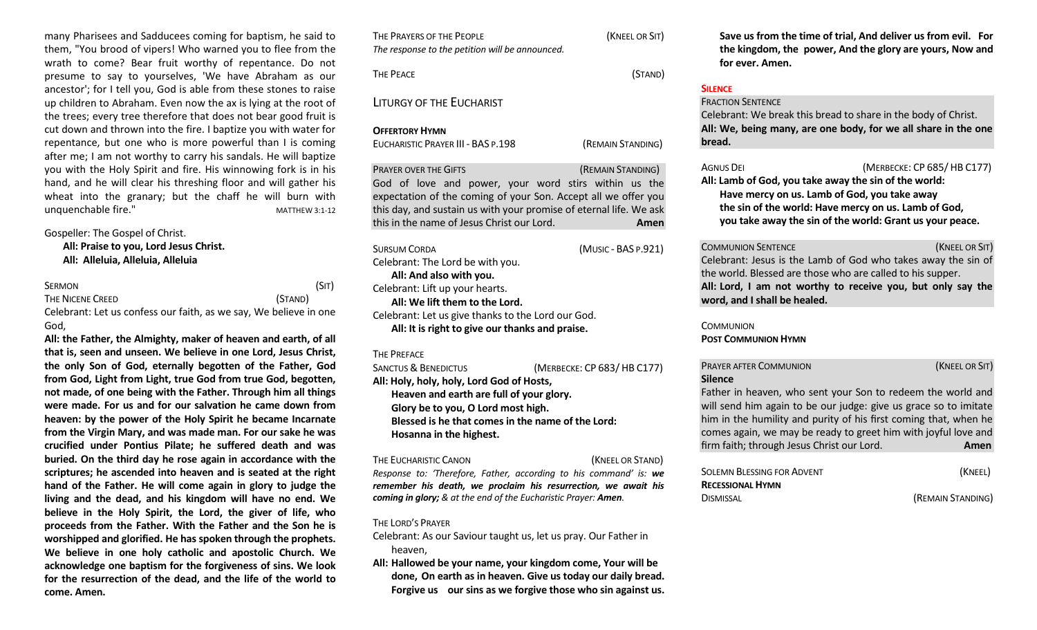many Pharisees and Sadducees coming for baptism, he said to them, "You brood of vipers! Who warned you to flee from the wrath to come? Bear fruit worthy of repentance. Do not presume to say to yourselves, 'We have Abraham as our ancestor'; for I tell you, God is able from these stones to raise up children to Abraham. Even now the ax is lying at the root of the trees; every tree therefore that does not bear good fruit is cut down and thrown into the fire. I baptize you with water for repentance, but one who is more powerful than I is coming after me; I am not worthy to carry his sandals. He will baptize you with the Holy Spirit and fire. His winnowing fork is in his hand, and he will clear his threshing floor and will gather his wheat into the granary; but the chaff he will burn with unquenchable fire." MATTHEW 3:1-12

Gospeller: The Gospel of Christ.

**All: Praise to you, Lord Jesus Christ.**
**All: Alleluia, Alleluia, Alleluia**

SERMON (SIT)

THE NICENE CREED (STAND)

Celebrant: Let us confess our faith, as we say, We believe in one God,

**All: the Father, the Almighty, maker of heaven and earth, of all that is, seen and unseen. We believe in one Lord, Jesus Christ, the only Son of God, eternally begotten of the Father, God from God, Light from Light, true God from true God, begotten, not made, of one being with the Father. Through him all things were made. For us and for our salvation he came down from heaven: by the power of the Holy Spirit he became Incarnate from the Virgin Mary, and was made man. For our sake he was crucified under Pontius Pilate; he suffered death and was buried. On the third day he rose again in accordance with the scriptures; he ascended into heaven and is seated at the right hand of the Father. He will come again in glory to judge the living and the dead, and his kingdom will have no end. We believe in the Holy Spirit, the Lord, the giver of life, who proceeds from the Father. With the Father and the Son he is worshipped and glorified. He has spoken through the prophets. We believe in one holy catholic and apostolic Church. We acknowledge one baptism for the forgiveness of sins. We look for the resurrection of the dead, and the life of the world to come. Amen.**

THE PRAYERS OF THE PEOPLE (KNEEL OR SIT)
*The response to the petition will be announced.*

THE PEACE (STAND)

## LITURGY OF THE EUCHARIST

**OFFERTORY HYMN**

EUCHARISTIC PRAYER III - BAS P.198 (REMAIN STANDING)

PRAYER OVER THE GIFTS (REMAIN STANDING)

God of love and power, your word stirs within us the expectation of the coming of your Son. Accept all we offer you this day, and sustain us with your promise of eternal life. We ask this in the name of Jesus Christ our Lord. **Amen**

SURSUM CORDA (MUSIC - BAS P.921)

Celebrant: The Lord be with you.
**All: And also with you.**
Celebrant: Lift up your hearts.
**All: We lift them to the Lord.**
Celebrant: Let us give thanks to the Lord our God.
**All: It is right to give our thanks and praise.**

THE PREFACE

SANCTUS & BENEDICTUS (MERBECKE: CP 683/ HB C177)

**All: Holy, holy, holy, Lord God of Hosts,**
**Heaven and earth are full of your glory.**
**Glory be to you, O Lord most high.**
**Blessed is he that comes in the name of the Lord:**
**Hosanna in the highest.**

THE EUCHARISTIC CANON (KNEEL OR STAND)

*Response to: 'Therefore, Father, according to his command' is: **we remember his death, we proclaim his resurrection, we await his coming in glory;** & at the end of the Eucharistic Prayer: **Amen**.*

THE LORD'S PRAYER

Celebrant: As our Saviour taught us, let us pray. Our Father in heaven,

**All: Hallowed be your name, your kingdom come, Your will be done, On earth as in heaven. Give us today our daily bread. Forgive us our sins as we forgive those who sin against us. Save us from the time of trial, And deliver us from evil. For the kingdom, the power, And the glory are yours, Now and for ever. Amen.**

**SILENCE**

FRACTION SENTENCE

Celebrant: We break this bread to share in the body of Christ.
**All: We, being many, are one body, for we all share in the one bread.**

AGNUS DEI (MERBECKE: CP 685/ HB C177)

**All: Lamb of God, you take away the sin of the world:**
**Have mercy on us. Lamb of God, you take away**
**the sin of the world: Have mercy on us. Lamb of God,**
**you take away the sin of the world: Grant us your peace.**

COMMUNION SENTENCE (KNEEL OR SIT)

Celebrant: Jesus is the Lamb of God who takes away the sin of the world. Blessed are those who are called to his supper.
**All: Lord, I am not worthy to receive you, but only say the word, and I shall be healed.**

COMMUNION

**POST COMMUNION HYMN**

PRAYER AFTER COMMUNION (KNEEL OR SIT)

**Silence**

Father in heaven, who sent your Son to redeem the world and will send him again to be our judge: give us grace so to imitate him in the humility and purity of his first coming that, when he comes again, we may be ready to greet him with joyful love and firm faith; through Jesus Christ our Lord. **Amen**

SOLEMN BLESSING FOR ADVENT (KNEEL)

**RECESSIONAL HYMN**

DISMISSAL (REMAIN STANDING)